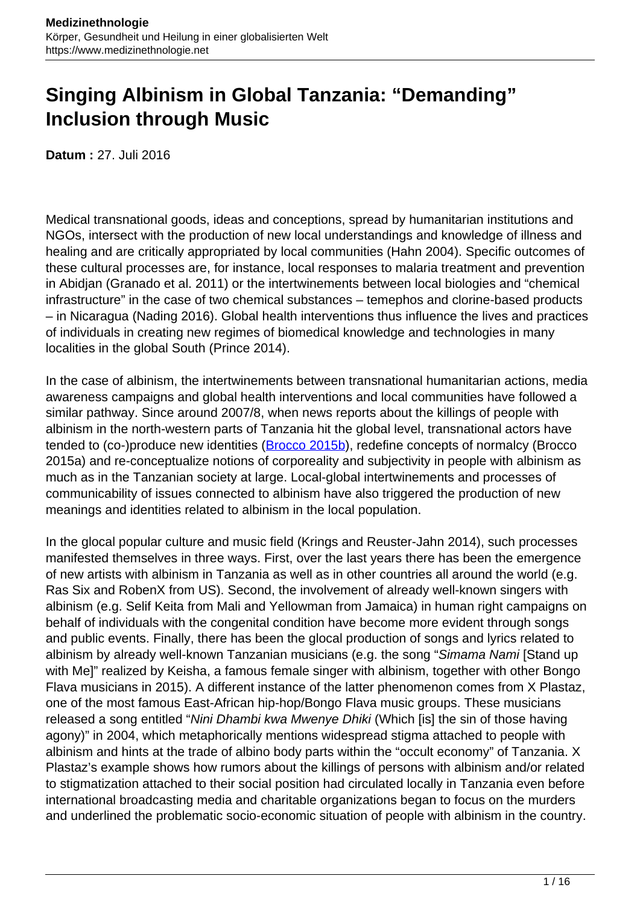# Singing Albinism in Global Tanzania: "Demanding" Inclusion through Music

**Datum :** 27. Juli 2016

Medical transnational goods, ideas and conceptions, spread by humanitarian institutions and NGOs, intersect with the production of new local understandings and knowledge of illness and healing and are critically appropriated by local communities (Hahn 2004). Specific outcomes of these cultural processes are, for instance, local responses to malaria treatment and prevention in Abidjan (Granado et al. 2011) or the intertwinements between local biologies and "chemical infrastructure" in the case of two chemical substances – temephos and clorine-based products – in Nicaragua (Nading 2016). Global health interventions thus influence the lives and practices of individuals in creating new regimes of biomedical knowledge and technologies in many localities in the global South (Prince 2014).

In the case of albinism, the intertwinements between transnational humanitarian actions, media awareness campaigns and global health interventions and local communities have followed a similar pathway. Since around 2007/8, when news reports about the killings of people with albinism in the north-western parts of Tanzania hit the global level, transnational actors have tended to (co-)produce new identities (Brocco 2015b), redefine concepts of normalcy (Brocco 2015a) and re-conceptualize notions of corporeality and subjectivity in people with albinism as much as in the Tanzanian society at large. Local-global intertwinements and processes of communicability of issues connected to albinism have also triggered the production of new meanings and identities related to albinism in the local population.

In the glocal popular culture and music field (Krings and Reuster-Jahn 2014), such processes manifested themselves in three ways. First, over the last years there has been the emergence of new artists with albinism in Tanzania as well as in other countries all around the world (e.g. Ras Six and RobenX from US). Second, the involvement of already well-known singers with albinism (e.g. Selif Keita from Mali and Yellowman from Jamaica) in human right campaigns on behalf of individuals with the congenital condition have become more evident through songs and public events. Finally, there has been the glocal production of songs and lyrics related to albinism by already well-known Tanzanian musicians (e.g. the song "*Simama Nami* [Stand up with Me]" realized by Keisha, a famous female singer with albinism, together with other Bongo Flava musicians in 2015). A different instance of the latter phenomenon comes from X Plastaz, one of the most famous East-African hip-hop/Bongo Flava music groups. These musicians released a song entitled "*Nini Dhambi kwa Mwenye Dhiki* (Which [is] the sin of those having agony)" in 2004, which metaphorically mentions widespread stigma attached to people with albinism and hints at the trade of albino body parts within the "occult economy" of Tanzania. X Plastaz's example shows how rumors about the killings of persons with albinism and/or related to stigmatization attached to their social position had circulated locally in Tanzania even before international broadcasting media and charitable organizations began to focus on the murders and underlined the problematic socio-economic situation of people with albinism in the country.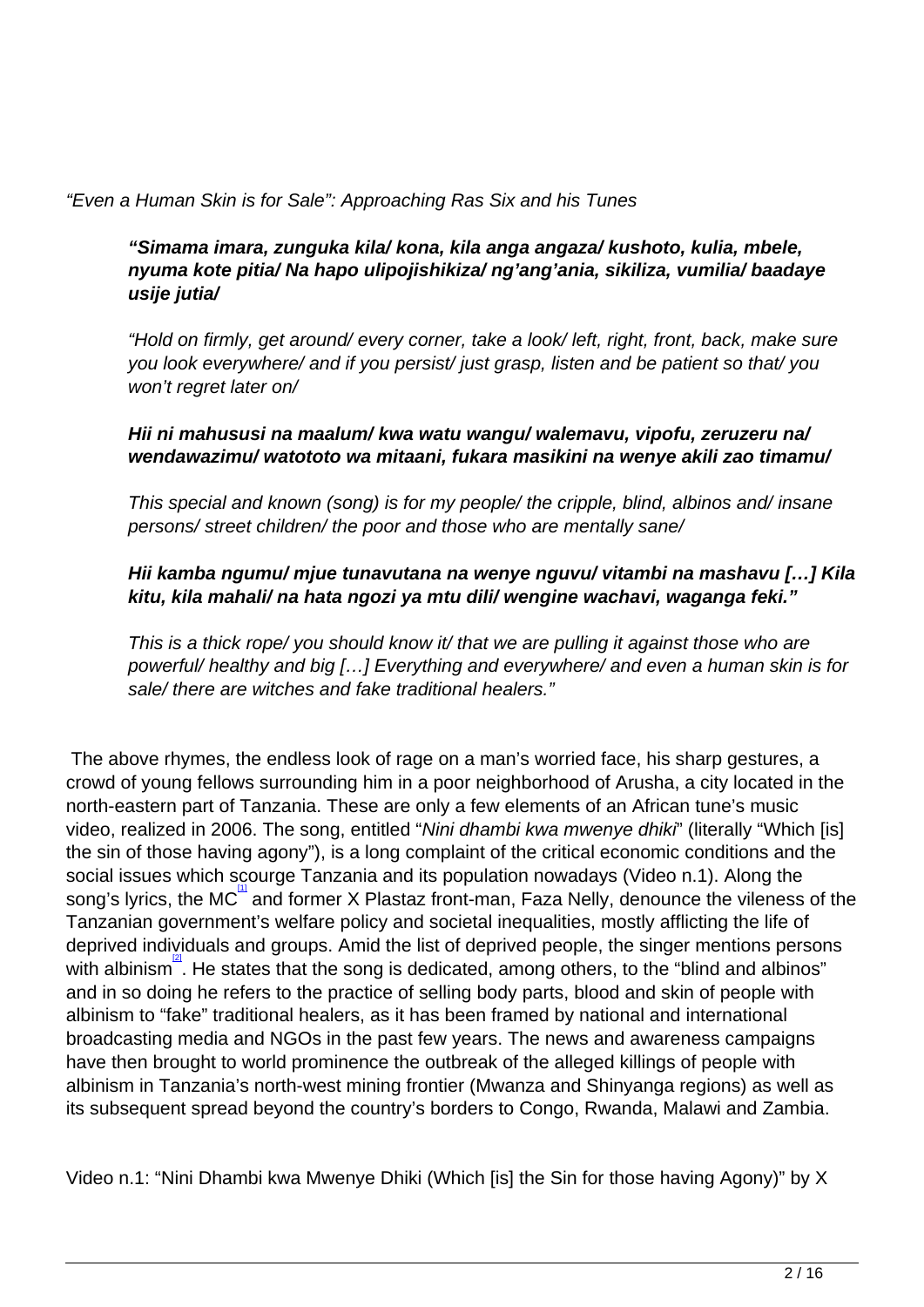*"Even a Human Skin is for Sale": Approaching Ras Six and his Tunes*

> ***"Simama imara, zunguka kila/ kona, kila anga angaza/ kushoto, kulia, mbele, nyuma kote pitia/ Na hapo ulipojishikiza/ ng'ang'ania, sikiliza, vumilia/ baadaye usije jutia/***
>
> *"Hold on firmly, get around/ every corner, take a look/ left, right, front, back, make sure you look everywhere/ and if you persist/ just grasp, listen and be patient so that/ you won't regret later on/*
>
> ***Hii ni mahususi na maalum/ kwa watu wangu/ walemavu, vipofu, zeruzeru na/ wendawazimu/ watototo wa mitaani, fukara masikini na wenye akili zao timamu/***
>
> *This special and known (song) is for my people/ the cripple, blind, albinos and/ insane persons/ street children/ the poor and those who are mentally sane/*
>
> ***Hii kamba ngumu/ mjue tunavutana na wenye nguvu/ vitambi na mashavu […] Kila kitu, kila mahali/ na hata ngozi ya mtu dili/ wengine wachavi, waganga feki."***
>
> *This is a thick rope/ you should know it/ that we are pulling it against those who are powerful/ healthy and big […] Everything and everywhere/ and even a human skin is for sale/ there are witches and fake traditional healers."*

The above rhymes, the endless look of rage on a man's worried face, his sharp gestures, a crowd of young fellows surrounding him in a poor neighborhood of Arusha, a city located in the north-eastern part of Tanzania. These are only a few elements of an African tune's music video, realized in 2006. The song, entitled "*Nini dhambi kwa mwenye dhiki*" (literally "Which [is] the sin of those having agony"), is a long complaint of the critical economic conditions and the social issues which scourge Tanzania and its population nowadays (Video n.1). Along the song's lyrics, the MC[1] and former X Plastaz front-man, Faza Nelly, denounce the vileness of the Tanzanian government's welfare policy and societal inequalities, mostly afflicting the life of deprived individuals and groups. Amid the list of deprived people, the singer mentions persons with albinism[2]. He states that the song is dedicated, among others, to the "blind and albinos" and in so doing he refers to the practice of selling body parts, blood and skin of people with albinism to "fake" traditional healers, as it has been framed by national and international broadcasting media and NGOs in the past few years. The news and awareness campaigns have then brought to world prominence the outbreak of the alleged killings of people with albinism in Tanzania's north-west mining frontier (Mwanza and Shinyanga regions) as well as its subsequent spread beyond the country's borders to Congo, Rwanda, Malawi and Zambia.

Video n.1: "Nini Dhambi kwa Mwenye Dhiki (Which [is] the Sin for those having Agony)" by X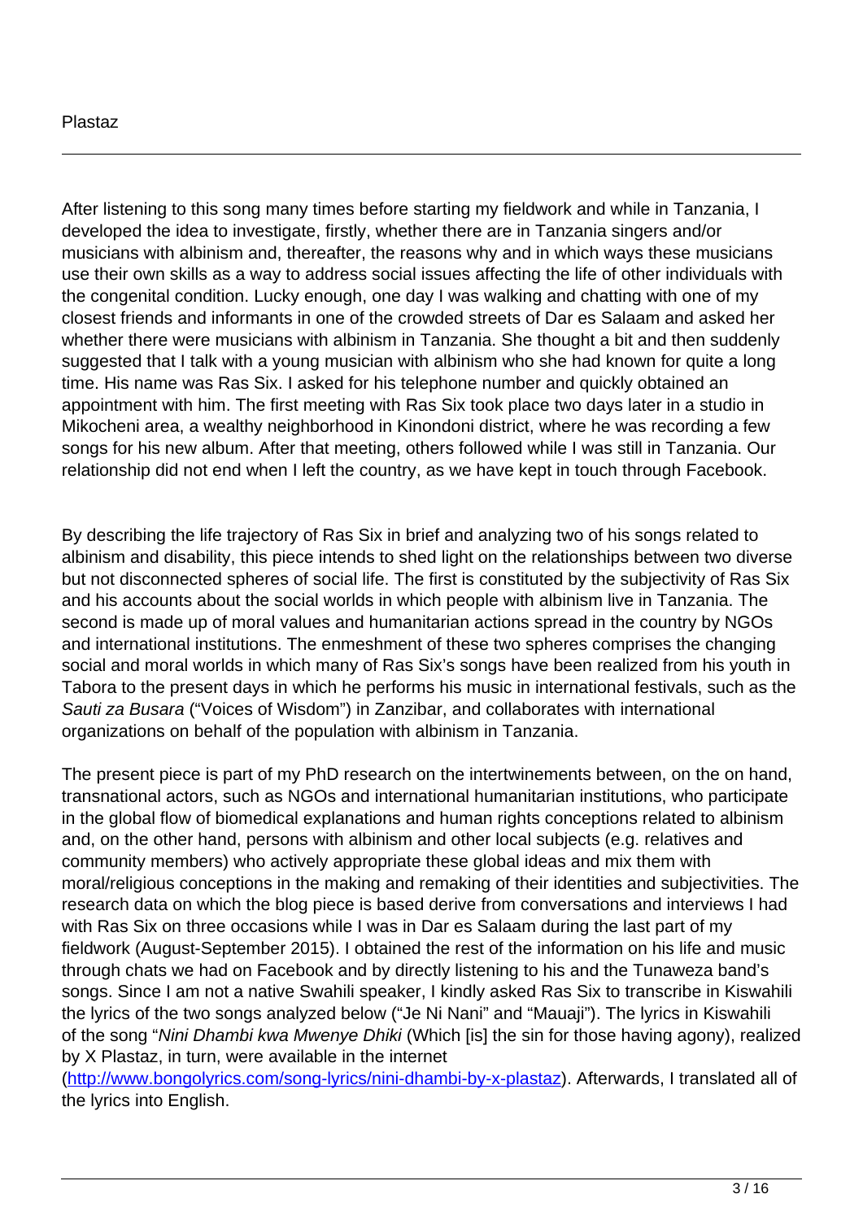Plastaz

---

After listening to this song many times before starting my fieldwork and while in Tanzania, I developed the idea to investigate, firstly, whether there are in Tanzania singers and/or musicians with albinism and, thereafter, the reasons why and in which ways these musicians use their own skills as a way to address social issues affecting the life of other individuals with the congenital condition. Lucky enough, one day I was walking and chatting with one of my closest friends and informants in one of the crowded streets of Dar es Salaam and asked her whether there were musicians with albinism in Tanzania. She thought a bit and then suddenly suggested that I talk with a young musician with albinism who she had known for quite a long time. His name was Ras Six. I asked for his telephone number and quickly obtained an appointment with him. The first meeting with Ras Six took place two days later in a studio in Mikocheni area, a wealthy neighborhood in Kinondoni district, where he was recording a few songs for his new album. After that meeting, others followed while I was still in Tanzania. Our relationship did not end when I left the country, as we have kept in touch through Facebook.

By describing the life trajectory of Ras Six in brief and analyzing two of his songs related to albinism and disability, this piece intends to shed light on the relationships between two diverse but not disconnected spheres of social life. The first is constituted by the subjectivity of Ras Six and his accounts about the social worlds in which people with albinism live in Tanzania. The second is made up of moral values and humanitarian actions spread in the country by NGOs and international institutions. The enmeshment of these two spheres comprises the changing social and moral worlds in which many of Ras Six's songs have been realized from his youth in Tabora to the present days in which he performs his music in international festivals, such as the *Sauti za Busara* ("Voices of Wisdom") in Zanzibar, and collaborates with international organizations on behalf of the population with albinism in Tanzania.

The present piece is part of my PhD research on the intertwinements between, on the on hand, transnational actors, such as NGOs and international humanitarian institutions, who participate in the global flow of biomedical explanations and human rights conceptions related to albinism and, on the other hand, persons with albinism and other local subjects (e.g. relatives and community members) who actively appropriate these global ideas and mix them with moral/religious conceptions in the making and remaking of their identities and subjectivities. The research data on which the blog piece is based derive from conversations and interviews I had with Ras Six on three occasions while I was in Dar es Salaam during the last part of my fieldwork (August-September 2015). I obtained the rest of the information on his life and music through chats we had on Facebook and by directly listening to his and the Tunaweza band's songs. Since I am not a native Swahili speaker, I kindly asked Ras Six to transcribe in Kiswahili the lyrics of the two songs analyzed below ("Je Ni Nani" and "Mauaji"). The lyrics in Kiswahili of the song "*Nini Dhambi kwa Mwenye Dhiki* (Which [is] the sin for those having agony), realized by X Plastaz, in turn, were available in the internet (http://www.bongolyrics.com/song-lyrics/nini-dhambi-by-x-plastaz). Afterwards, I translated all of the lyrics into English.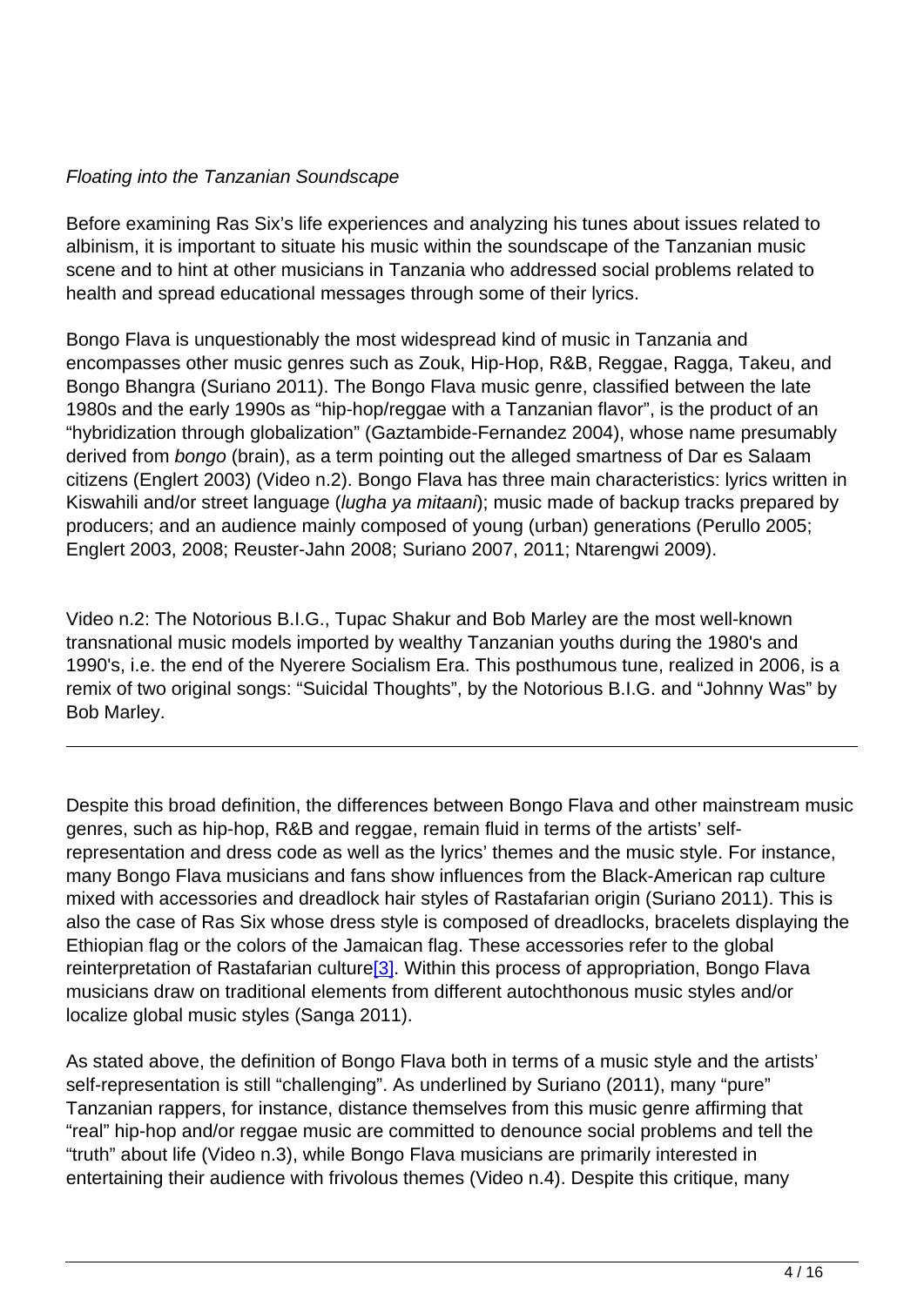*Floating into the Tanzanian Soundscape*

Before examining Ras Six's life experiences and analyzing his tunes about issues related to albinism, it is important to situate his music within the soundscape of the Tanzanian music scene and to hint at other musicians in Tanzania who addressed social problems related to health and spread educational messages through some of their lyrics.

Bongo Flava is unquestionably the most widespread kind of music in Tanzania and encompasses other music genres such as Zouk, Hip-Hop, R&B, Reggae, Ragga, Takeu, and Bongo Bhangra (Suriano 2011). The Bongo Flava music genre, classified between the late 1980s and the early 1990s as "hip-hop/reggae with a Tanzanian flavor", is the product of an "hybridization through globalization" (Gaztambide-Fernandez 2004), whose name presumably derived from *bongo* (brain), as a term pointing out the alleged smartness of Dar es Salaam citizens (Englert 2003) (Video n.2). Bongo Flava has three main characteristics: lyrics written in Kiswahili and/or street language (*lugha ya mitaani*); music made of backup tracks prepared by producers; and an audience mainly composed of young (urban) generations (Perullo 2005; Englert 2003, 2008; Reuster-Jahn 2008; Suriano 2007, 2011; Ntarengwi 2009).

Video n.2: The Notorious B.I.G., Tupac Shakur and Bob Marley are the most well-known transnational music models imported by wealthy Tanzanian youths during the 1980's and 1990's, i.e. the end of the Nyerere Socialism Era. This posthumous tune, realized in 2006, is a remix of two original songs: "Suicidal Thoughts", by the Notorious B.I.G. and "Johnny Was" by Bob Marley.

---

Despite this broad definition, the differences between Bongo Flava and other mainstream music genres, such as hip-hop, R&B and reggae, remain fluid in terms of the artists' self-representation and dress code as well as the lyrics' themes and the music style. For instance, many Bongo Flava musicians and fans show influences from the Black-American rap culture mixed with accessories and dreadlock hair styles of Rastafarian origin (Suriano 2011). This is also the case of Ras Six whose dress style is composed of dreadlocks, bracelets displaying the Ethiopian flag or the colors of the Jamaican flag. These accessories refer to the global reinterpretation of Rastafarian culture[3]. Within this process of appropriation, Bongo Flava musicians draw on traditional elements from different autochthonous music styles and/or localize global music styles (Sanga 2011).

As stated above, the definition of Bongo Flava both in terms of a music style and the artists' self-representation is still "challenging". As underlined by Suriano (2011), many "pure" Tanzanian rappers, for instance, distance themselves from this music genre affirming that "real" hip-hop and/or reggae music are committed to denounce social problems and tell the "truth" about life (Video n.3), while Bongo Flava musicians are primarily interested in entertaining their audience with frivolous themes (Video n.4). Despite this critique, many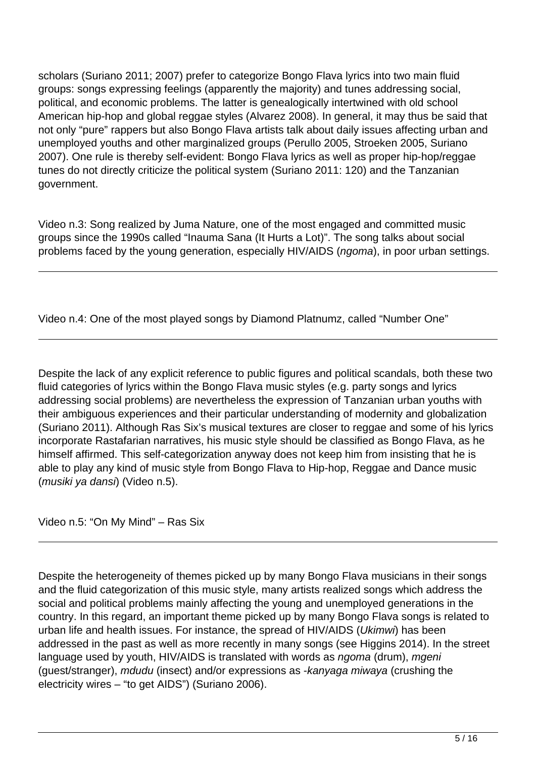scholars (Suriano 2011; 2007) prefer to categorize Bongo Flava lyrics into two main fluid groups: songs expressing feelings (apparently the majority) and tunes addressing social, political, and economic problems. The latter is genealogically intertwined with old school American hip-hop and global reggae styles (Alvarez 2008). In general, it may thus be said that not only "pure" rappers but also Bongo Flava artists talk about daily issues affecting urban and unemployed youths and other marginalized groups (Perullo 2005, Stroeken 2005, Suriano 2007). One rule is thereby self-evident: Bongo Flava lyrics as well as proper hip-hop/reggae tunes do not directly criticize the political system (Suriano 2011: 120) and the Tanzanian government.

Video n.3: Song realized by Juma Nature, one of the most engaged and committed music groups since the 1990s called "Inauma Sana (It Hurts a Lot)". The song talks about social problems faced by the young generation, especially HIV/AIDS (*ngoma*), in poor urban settings.

---

Video n.4: One of the most played songs by Diamond Platnumz, called "Number One"

---

Despite the lack of any explicit reference to public figures and political scandals, both these two fluid categories of lyrics within the Bongo Flava music styles (e.g. party songs and lyrics addressing social problems) are nevertheless the expression of Tanzanian urban youths with their ambiguous experiences and their particular understanding of modernity and globalization (Suriano 2011). Although Ras Six's musical textures are closer to reggae and some of his lyrics incorporate Rastafarian narratives, his music style should be classified as Bongo Flava, as he himself affirmed. This self-categorization anyway does not keep him from insisting that he is able to play any kind of music style from Bongo Flava to Hip-hop, Reggae and Dance music (*musiki ya dansi*) (Video n.5).

Video n.5: "On My Mind" – Ras Six

---

Despite the heterogeneity of themes picked up by many Bongo Flava musicians in their songs and the fluid categorization of this music style, many artists realized songs which address the social and political problems mainly affecting the young and unemployed generations in the country. In this regard, an important theme picked up by many Bongo Flava songs is related to urban life and health issues. For instance, the spread of HIV/AIDS (*Ukimwi*) has been addressed in the past as well as more recently in many songs (see Higgins 2014). In the street language used by youth, HIV/AIDS is translated with words as *ngoma* (drum), *mgeni* (guest/stranger), *mdudu* (insect) and/or expressions as *-kanyaga miwaya* (crushing the electricity wires – "to get AIDS") (Suriano 2006).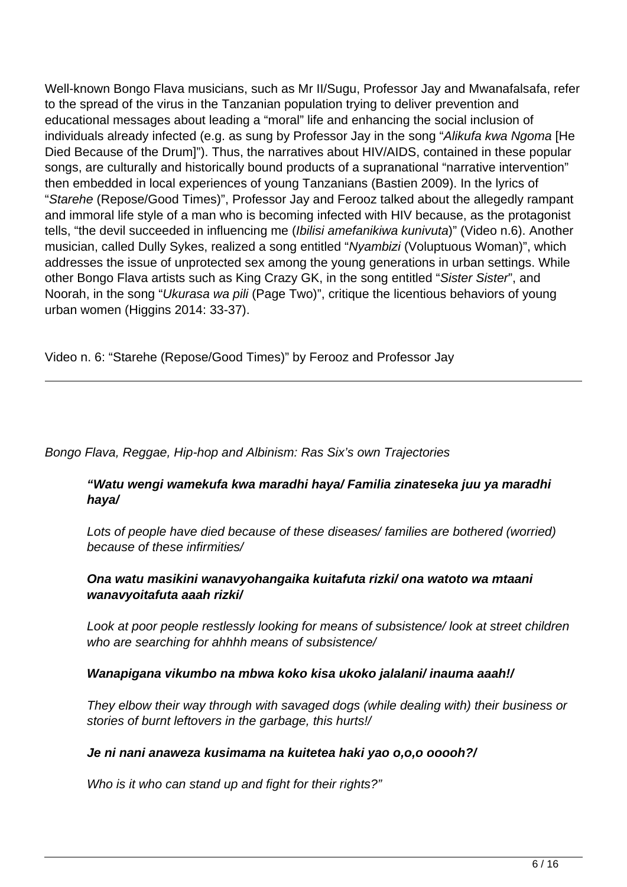Well-known Bongo Flava musicians, such as Mr II/Sugu, Professor Jay and Mwanafalsafa, refer to the spread of the virus in the Tanzanian population trying to deliver prevention and educational messages about leading a "moral" life and enhancing the social inclusion of individuals already infected (e.g. as sung by Professor Jay in the song "*Alikufa kwa Ngoma* [He Died Because of the Drum]"). Thus, the narratives about HIV/AIDS, contained in these popular songs, are culturally and historically bound products of a supranational "narrative intervention" then embedded in local experiences of young Tanzanians (Bastien 2009). In the lyrics of "*Starehe* (Repose/Good Times)", Professor Jay and Ferooz talked about the allegedly rampant and immoral life style of a man who is becoming infected with HIV because, as the protagonist tells, "the devil succeeded in influencing me (*Ibilisi amefanikiwa kunivuta*)" (Video n.6). Another musician, called Dully Sykes, realized a song entitled "*Nyambizi* (Voluptuous Woman)", which addresses the issue of unprotected sex among the young generations in urban settings. While other Bongo Flava artists such as King Crazy GK, in the song entitled "*Sister Sister*", and Noorah, in the song "*Ukurasa wa pili* (Page Two)", critique the licentious behaviors of young urban women (Higgins 2014: 33-37).

Video n. 6: "Starehe (Repose/Good Times)" by Ferooz and Professor Jay

---

*Bongo Flava, Reggae, Hip-hop and Albinism: Ras Six's own Trajectories*

> ***"Watu wengi wamekufa kwa maradhi haya/ Familia zinateseka juu ya maradhi haya/***
>
> *Lots of people have died because of these diseases/ families are bothered (worried) because of these infirmities/*
>
> ***Ona watu masikini wanavyohangaika kuitafuta rizki/ ona watoto wa mtaani wanavyoitafuta aaah rizki/***
>
> *Look at poor people restlessly looking for means of subsistence/ look at street children who are searching for ahhhh means of subsistence/*
>
> ***Wanapigana vikumbo na mbwa koko kisa ukoko jalalani/ inauma aaah!/***
>
> *They elbow their way through with savaged dogs (while dealing with) their business or stories of burnt leftovers in the garbage, this hurts!/*
>
> ***Je ni nani anaweza kusimama na kuitetea haki yao o,o,o ooooh?/***
>
> *Who is it who can stand up and fight for their rights?"*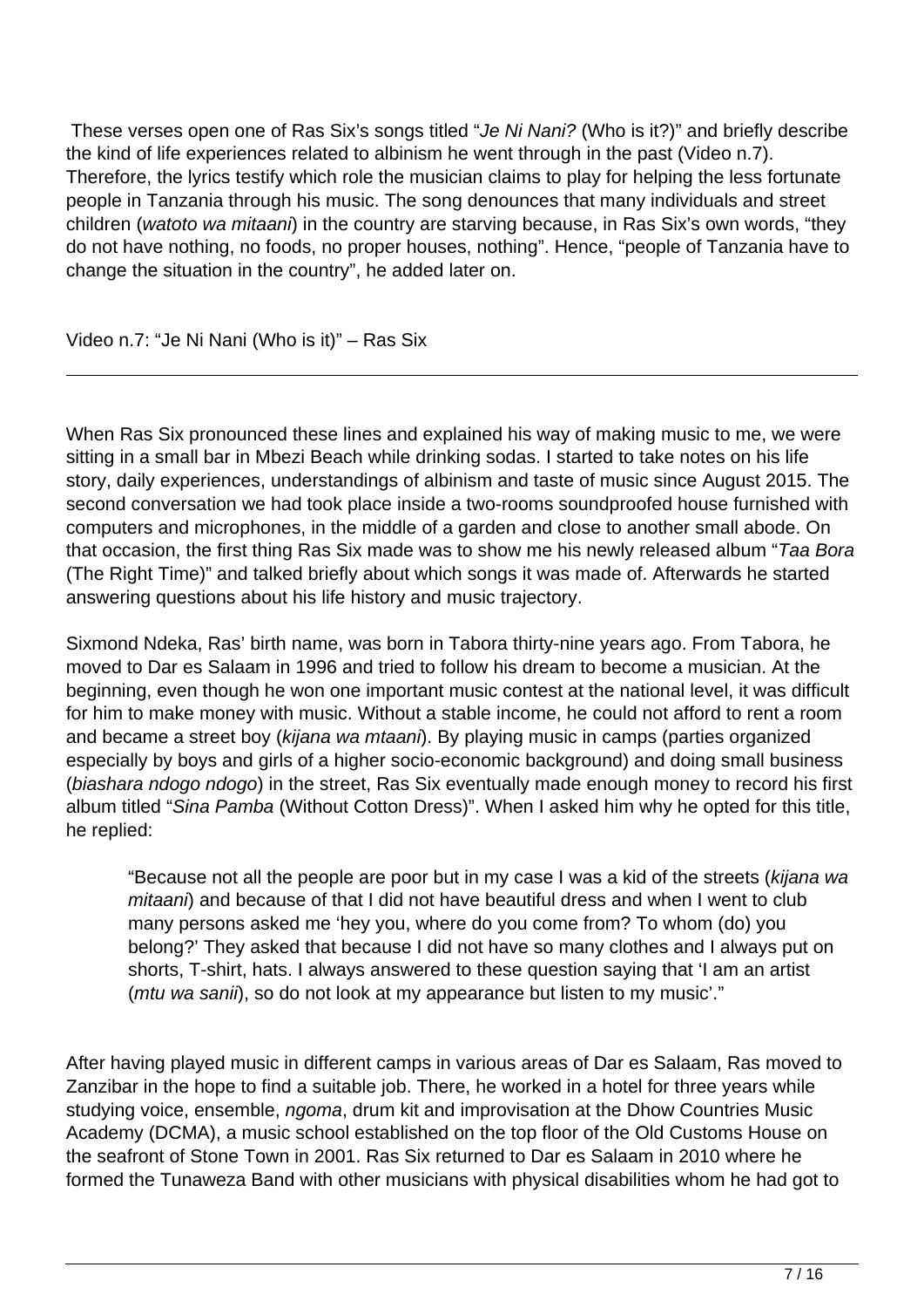These verses open one of Ras Six's songs titled "*Je Ni Nani?* (Who is it?)" and briefly describe the kind of life experiences related to albinism he went through in the past (Video n.7). Therefore, the lyrics testify which role the musician claims to play for helping the less fortunate people in Tanzania through his music. The song denounces that many individuals and street children (*watoto wa mitaani*) in the country are starving because, in Ras Six's own words, "they do not have nothing, no foods, no proper houses, nothing". Hence, "people of Tanzania have to change the situation in the country", he added later on.

Video n.7: "Je Ni Nani (Who is it)" – Ras Six

---

When Ras Six pronounced these lines and explained his way of making music to me, we were sitting in a small bar in Mbezi Beach while drinking sodas. I started to take notes on his life story, daily experiences, understandings of albinism and taste of music since August 2015. The second conversation we had took place inside a two-rooms soundproofed house furnished with computers and microphones, in the middle of a garden and close to another small abode. On that occasion, the first thing Ras Six made was to show me his newly released album "*Taa Bora* (The Right Time)" and talked briefly about which songs it was made of. Afterwards he started answering questions about his life history and music trajectory.

Sixmond Ndeka, Ras' birth name, was born in Tabora thirty-nine years ago. From Tabora, he moved to Dar es Salaam in 1996 and tried to follow his dream to become a musician. At the beginning, even though he won one important music contest at the national level, it was difficult for him to make money with music. Without a stable income, he could not afford to rent a room and became a street boy (*kijana wa mtaani*). By playing music in camps (parties organized especially by boys and girls of a higher socio-economic background) and doing small business (*biashara ndogo ndogo*) in the street, Ras Six eventually made enough money to record his first album titled "*Sina Pamba* (Without Cotton Dress)". When I asked him why he opted for this title, he replied:

> "Because not all the people are poor but in my case I was a kid of the streets (*kijana wa mitaani*) and because of that I did not have beautiful dress and when I went to club many persons asked me 'hey you, where do you come from? To whom (do) you belong?' They asked that because I did not have so many clothes and I always put on shorts, T-shirt, hats. I always answered to these question saying that 'I am an artist (*mtu wa sanii*), so do not look at my appearance but listen to my music'."

After having played music in different camps in various areas of Dar es Salaam, Ras moved to Zanzibar in the hope to find a suitable job. There, he worked in a hotel for three years while studying voice, ensemble, *ngoma*, drum kit and improvisation at the Dhow Countries Music Academy (DCMA), a music school established on the top floor of the Old Customs House on the seafront of Stone Town in 2001. Ras Six returned to Dar es Salaam in 2010 where he formed the Tunaweza Band with other musicians with physical disabilities whom he had got to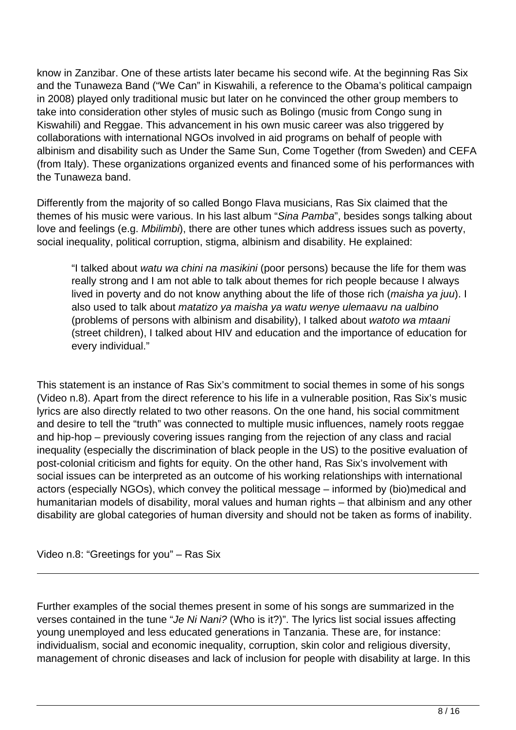know in Zanzibar. One of these artists later became his second wife. At the beginning Ras Six and the Tunaweza Band ("We Can" in Kiswahili, a reference to the Obama's political campaign in 2008) played only traditional music but later on he convinced the other group members to take into consideration other styles of music such as Bolingo (music from Congo sung in Kiswahili) and Reggae. This advancement in his own music career was also triggered by collaborations with international NGOs involved in aid programs on behalf of people with albinism and disability such as Under the Same Sun, Come Together (from Sweden) and CEFA (from Italy). These organizations organized events and financed some of his performances with the Tunaweza band.

Differently from the majority of so called Bongo Flava musicians, Ras Six claimed that the themes of his music were various. In his last album "*Sina Pamba*", besides songs talking about love and feelings (e.g. *Mbilimbi*), there are other tunes which address issues such as poverty, social inequality, political corruption, stigma, albinism and disability. He explained:

> "I talked about *watu wa chini na masikini* (poor persons) because the life for them was really strong and I am not able to talk about themes for rich people because I always lived in poverty and do not know anything about the life of those rich (*maisha ya juu*). I also used to talk about *matatizo ya maisha ya watu wenye ulemaavu na ualbino* (problems of persons with albinism and disability), I talked about *watoto wa mtaani* (street children), I talked about HIV and education and the importance of education for every individual."

This statement is an instance of Ras Six's commitment to social themes in some of his songs (Video n.8). Apart from the direct reference to his life in a vulnerable position, Ras Six's music lyrics are also directly related to two other reasons. On the one hand, his social commitment and desire to tell the "truth" was connected to multiple music influences, namely roots reggae and hip-hop – previously covering issues ranging from the rejection of any class and racial inequality (especially the discrimination of black people in the US) to the positive evaluation of post-colonial criticism and fights for equity. On the other hand, Ras Six's involvement with social issues can be interpreted as an outcome of his working relationships with international actors (especially NGOs), which convey the political message – informed by (bio)medical and humanitarian models of disability, moral values and human rights – that albinism and any other disability are global categories of human diversity and should not be taken as forms of inability.

Video n.8: "Greetings for you" – Ras Six

---

Further examples of the social themes present in some of his songs are summarized in the verses contained in the tune "*Je Ni Nani?* (Who is it?)". The lyrics list social issues affecting young unemployed and less educated generations in Tanzania. These are, for instance: individualism, social and economic inequality, corruption, skin color and religious diversity, management of chronic diseases and lack of inclusion for people with disability at large. In this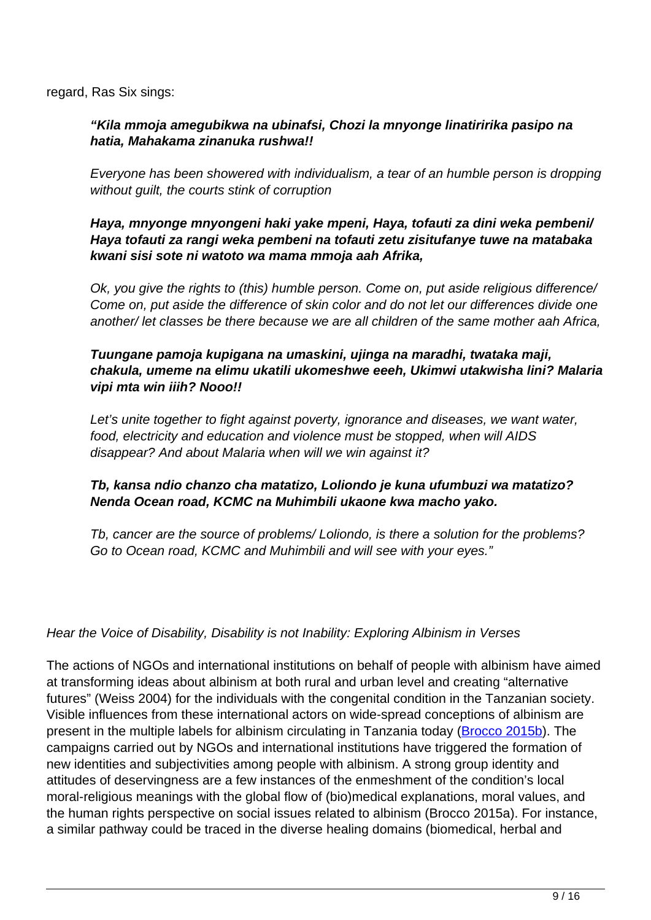regard, Ras Six sings:

> ***"Kila mmoja amegubikwa na ubinafsi, Chozi la mnyonge linatiririka pasipo na hatia, Mahakama zinanuka rushwa!!***
>
> *Everyone has been showered with individualism, a tear of an humble person is dropping without guilt, the courts stink of corruption*
>
> ***Haya, mnyonge mnyongeni haki yake mpeni, Haya, tofauti za dini weka pembeni/ Haya tofauti za rangi weka pembeni na tofauti zetu zisitufanye tuwe na matabaka kwani sisi sote ni watoto wa mama mmoja aah Afrika,***
>
> *Ok, you give the rights to (this) humble person. Come on, put aside religious difference/ Come on, put aside the difference of skin color and do not let our differences divide one another/ let classes be there because we are all children of the same mother aah Africa,*
>
> ***Tuungane pamoja kupigana na umaskini, ujinga na maradhi, twataka maji, chakula, umeme na elimu ukatili ukomeshwe eeeh, Ukimwi utakwisha lini? Malaria vipi mta win iiih? Nooo!!***
>
> *Let's unite together to fight against poverty, ignorance and diseases, we want water, food, electricity and education and violence must be stopped, when will AIDS disappear? And about Malaria when will we win against it?*
>
> ***Tb, kansa ndio chanzo cha matatizo, Loliondo je kuna ufumbuzi wa matatizo? Nenda Ocean road, KCMC na Muhimbili ukaone kwa macho yako.***
>
> *Tb, cancer are the source of problems/ Loliondo, is there a solution for the problems? Go to Ocean road, KCMC and Muhimbili and will see with your eyes."*

*Hear the Voice of Disability, Disability is not Inability: Exploring Albinism in Verses*

The actions of NGOs and international institutions on behalf of people with albinism have aimed at transforming ideas about albinism at both rural and urban level and creating "alternative futures" (Weiss 2004) for the individuals with the congenital condition in the Tanzanian society. Visible influences from these international actors on wide-spread conceptions of albinism are present in the multiple labels for albinism circulating in Tanzania today (Brocco 2015b). The campaigns carried out by NGOs and international institutions have triggered the formation of new identities and subjectivities among people with albinism. A strong group identity and attitudes of deservingness are a few instances of the enmeshment of the condition's local moral-religious meanings with the global flow of (bio)medical explanations, moral values, and the human rights perspective on social issues related to albinism (Brocco 2015a). For instance, a similar pathway could be traced in the diverse healing domains (biomedical, herbal and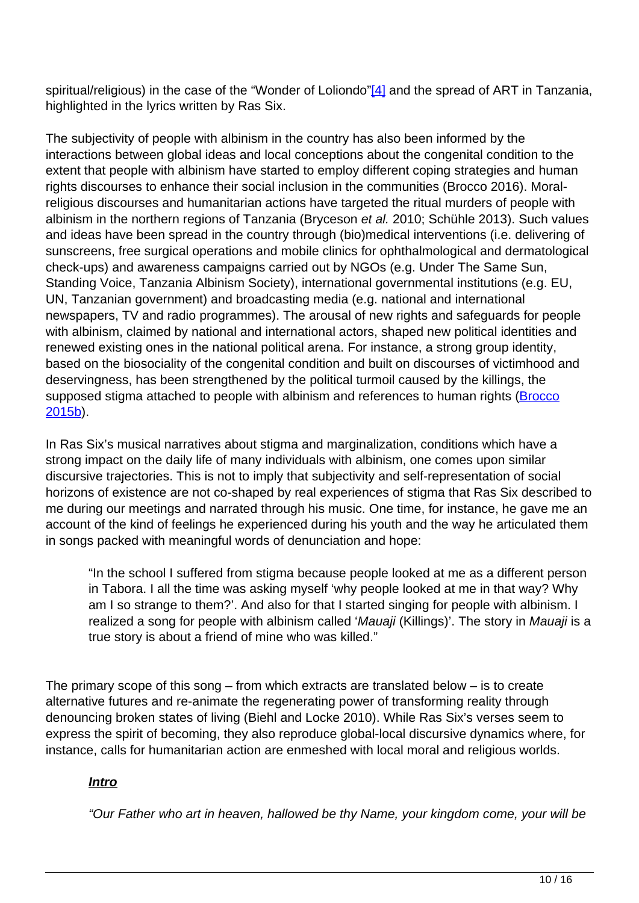spiritual/religious) in the case of the "Wonder of Loliondo"[4] and the spread of ART in Tanzania, highlighted in the lyrics written by Ras Six.

The subjectivity of people with albinism in the country has also been informed by the interactions between global ideas and local conceptions about the congenital condition to the extent that people with albinism have started to employ different coping strategies and human rights discourses to enhance their social inclusion in the communities (Brocco 2016). Moral-religious discourses and humanitarian actions have targeted the ritual murders of people with albinism in the northern regions of Tanzania (Bryceson *et al.* 2010; Schühle 2013). Such values and ideas have been spread in the country through (bio)medical interventions (i.e. delivering of sunscreens, free surgical operations and mobile clinics for ophthalmological and dermatological check-ups) and awareness campaigns carried out by NGOs (e.g. Under The Same Sun, Standing Voice, Tanzania Albinism Society), international governmental institutions (e.g. EU, UN, Tanzanian government) and broadcasting media (e.g. national and international newspapers, TV and radio programmes). The arousal of new rights and safeguards for people with albinism, claimed by national and international actors, shaped new political identities and renewed existing ones in the national political arena. For instance, a strong group identity, based on the biosociality of the congenital condition and built on discourses of victimhood and deservingness, has been strengthened by the political turmoil caused by the killings, the supposed stigma attached to people with albinism and references to human rights (Brocco 2015b).

In Ras Six's musical narratives about stigma and marginalization, conditions which have a strong impact on the daily life of many individuals with albinism, one comes upon similar discursive trajectories. This is not to imply that subjectivity and self-representation of social horizons of existence are not co-shaped by real experiences of stigma that Ras Six described to me during our meetings and narrated through his music. One time, for instance, he gave me an account of the kind of feelings he experienced during his youth and the way he articulated them in songs packed with meaningful words of denunciation and hope:

> "In the school I suffered from stigma because people looked at me as a different person in Tabora. I all the time was asking myself 'why people looked at me in that way? Why am I so strange to them?'. And also for that I started singing for people with albinism. I realized a song for people with albinism called '*Mauaji* (Killings)'. The story in *Mauaji* is a true story is about a friend of mine who was killed."

The primary scope of this song – from which extracts are translated below – is to create alternative futures and re-animate the regenerating power of transforming reality through denouncing broken states of living (Biehl and Locke 2010). While Ras Six's verses seem to express the spirit of becoming, they also reproduce global-local discursive dynamics where, for instance, calls for humanitarian action are enmeshed with local moral and religious worlds.

> ***Intro***
>
> *"Our Father who art in heaven, hallowed be thy Name, your kingdom come, your will be*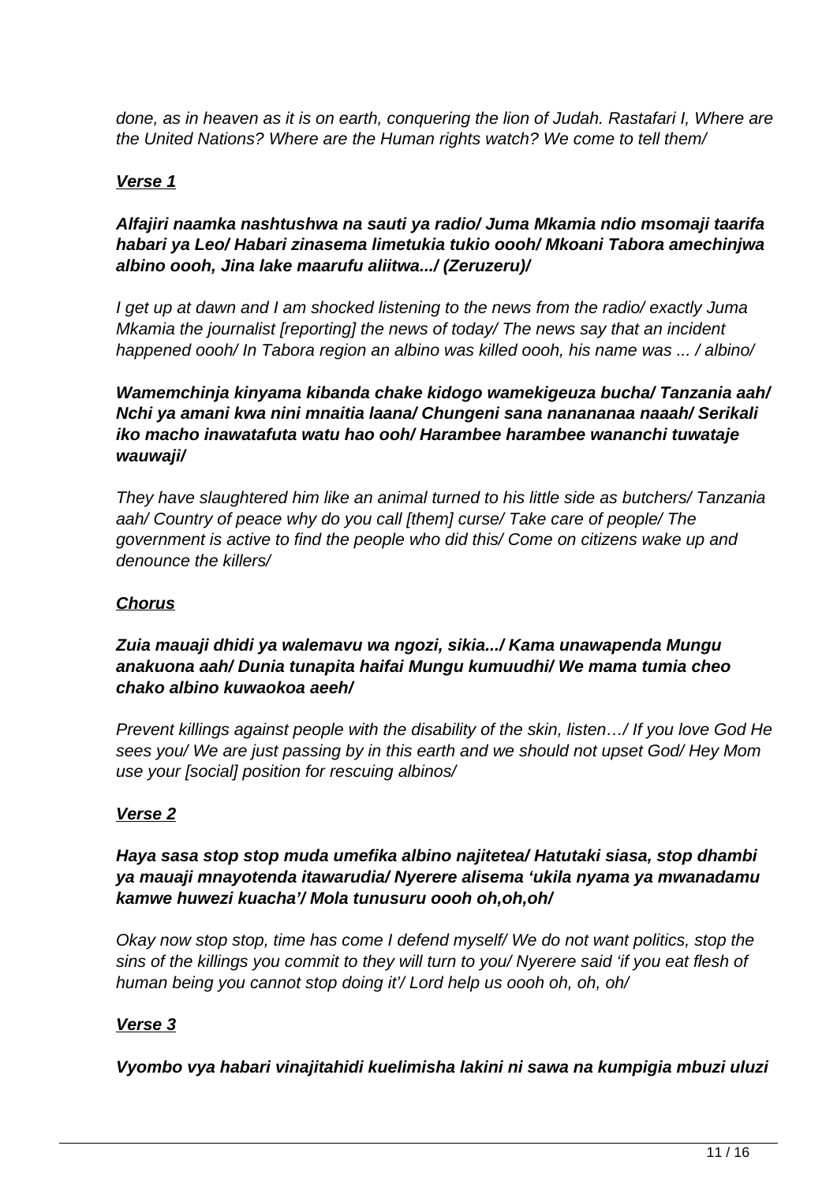*done, as in heaven as it is on earth, conquering the lion of Judah. Rastafari I, Where are the United Nations? Where are the Human rights watch? We come to tell them/*

***Verse 1***

***Alfajiri naamka nashtushwa na sauti ya radio/ Juma Mkamia ndio msomaji taarifa habari ya Leo/ Habari zinasema limetukia tukio oooh/ Mkoani Tabora amechinjwa albino oooh, Jina lake maarufu aliitwa.../ (Zeruzeru)/***

*I get up at dawn and I am shocked listening to the news from the radio/ exactly Juma Mkamia the journalist [reporting] the news of today/ The news say that an incident happened oooh/ In Tabora region an albino was killed oooh, his name was ... / albino/*

***Wamemchinja kinyama kibanda chake kidogo wamekigeuza bucha/ Tanzania aah/ Nchi ya amani kwa nini mnaitia laana/ Chungeni sana nanananaa naaah/ Serikali iko macho inawatafuta watu hao ooh/ Harambee harambee wananchi tuwataje wauwaji/***

*They have slaughtered him like an animal turned to his little side as butchers/ Tanzania aah/ Country of peace why do you call [them] curse/ Take care of people/ The government is active to find the people who did this/ Come on citizens wake up and denounce the killers/*

***Chorus***

***Zuia mauaji dhidi ya walemavu wa ngozi, sikia.../ Kama unawapenda Mungu anakuona aah/ Dunia tunapita haifai Mungu kumuudhi/ We mama tumia cheo chako albino kuwaokoa aeeh/***

*Prevent killings against people with the disability of the skin, listen…/ If you love God He sees you/ We are just passing by in this earth and we should not upset God/ Hey Mom use your [social] position for rescuing albinos/*

***Verse 2***

***Haya sasa stop stop muda umefika albino najitetea/ Hatutaki siasa, stop dhambi ya mauaji mnayotenda itawarudia/ Nyerere alisema 'ukila nyama ya mwanadamu kamwe huwezi kuacha'/ Mola tunusuru oooh oh,oh,oh/***

*Okay now stop stop, time has come I defend myself/ We do not want politics, stop the sins of the killings you commit to they will turn to you/ Nyerere said 'if you eat flesh of human being you cannot stop doing it'/ Lord help us oooh oh, oh, oh/*

***Verse 3***

***Vyombo vya habari vinajitahidi kuelimisha lakini ni sawa na kumpigia mbuzi uluzi***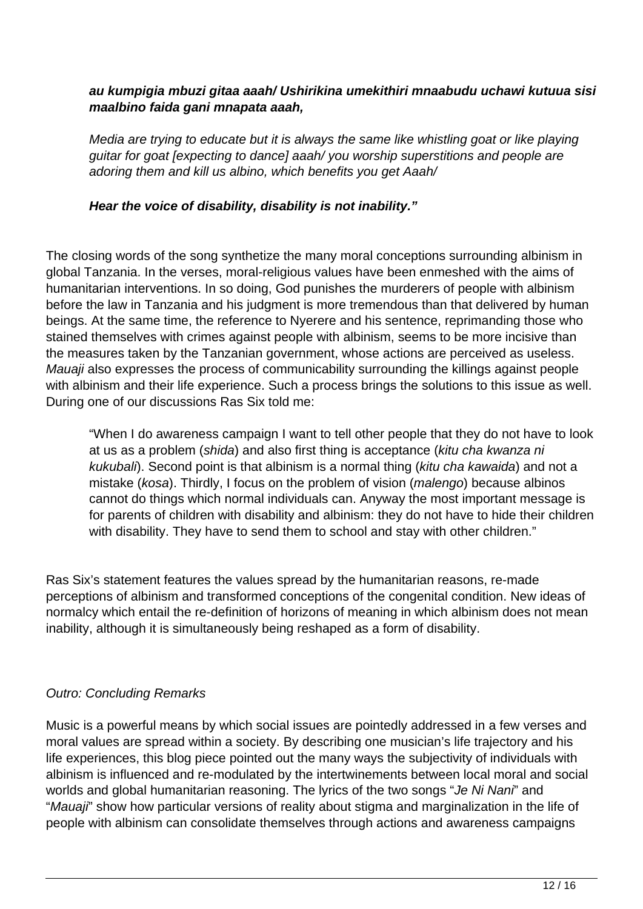> ***au kumpigia mbuzi gitaa aaah/ Ushirikina umekithiri mnaabudu uchawi kutuua sisi maalbino faida gani mnapata aaah,***
>
> *Media are trying to educate but it is always the same like whistling goat or like playing guitar for goat [expecting to dance] aaah/ you worship superstitions and people are adoring them and kill us albino, which benefits you get Aaah/*
>
> ***Hear the voice of disability, disability is not inability."***

The closing words of the song synthetize the many moral conceptions surrounding albinism in global Tanzania. In the verses, moral-religious values have been enmeshed with the aims of humanitarian interventions. In so doing, God punishes the murderers of people with albinism before the law in Tanzania and his judgment is more tremendous than that delivered by human beings. At the same time, the reference to Nyerere and his sentence, reprimanding those who stained themselves with crimes against people with albinism, seems to be more incisive than the measures taken by the Tanzanian government, whose actions are perceived as useless. *Mauaji* also expresses the process of communicability surrounding the killings against people with albinism and their life experience. Such a process brings the solutions to this issue as well. During one of our discussions Ras Six told me:

> "When I do awareness campaign I want to tell other people that they do not have to look at us as a problem (*shida*) and also first thing is acceptance (*kitu cha kwanza ni kukubali*). Second point is that albinism is a normal thing (*kitu cha kawaida*) and not a mistake (*kosa*). Thirdly, I focus on the problem of vision (*malengo*) because albinos cannot do things which normal individuals can. Anyway the most important message is for parents of children with disability and albinism: they do not have to hide their children with disability. They have to send them to school and stay with other children."

Ras Six's statement features the values spread by the humanitarian reasons, re-made perceptions of albinism and transformed conceptions of the congenital condition. New ideas of normalcy which entail the re-definition of horizons of meaning in which albinism does not mean inability, although it is simultaneously being reshaped as a form of disability.

## *Outro: Concluding Remarks*

Music is a powerful means by which social issues are pointedly addressed in a few verses and moral values are spread within a society. By describing one musician's life trajectory and his life experiences, this blog piece pointed out the many ways the subjectivity of individuals with albinism is influenced and re-modulated by the intertwinements between local moral and social worlds and global humanitarian reasoning. The lyrics of the two songs "*Je Ni Nani*" and "*Mauaji*" show how particular versions of reality about stigma and marginalization in the life of people with albinism can consolidate themselves through actions and awareness campaigns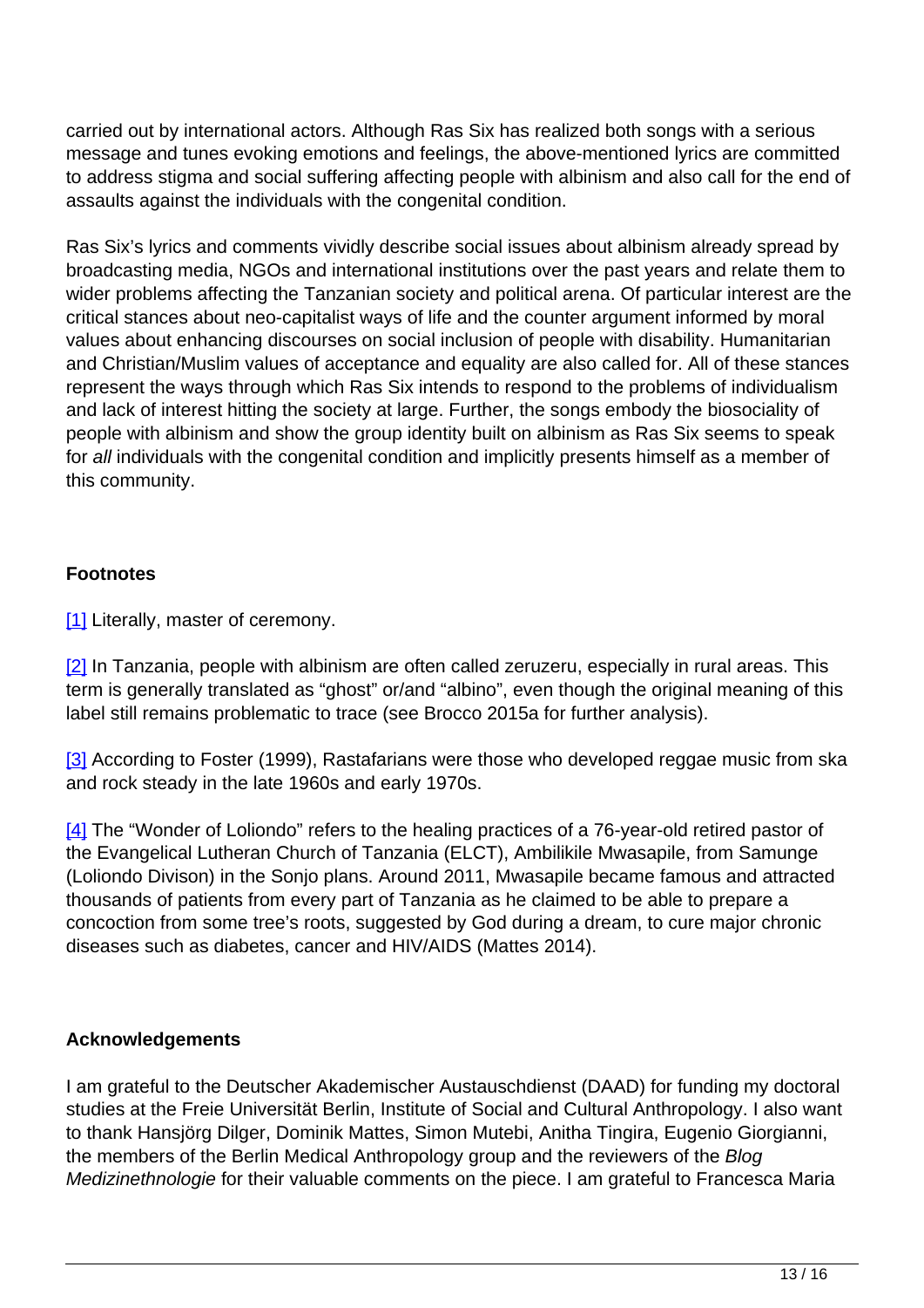carried out by international actors. Although Ras Six has realized both songs with a serious message and tunes evoking emotions and feelings, the above-mentioned lyrics are committed to address stigma and social suffering affecting people with albinism and also call for the end of assaults against the individuals with the congenital condition.

Ras Six's lyrics and comments vividly describe social issues about albinism already spread by broadcasting media, NGOs and international institutions over the past years and relate them to wider problems affecting the Tanzanian society and political arena. Of particular interest are the critical stances about neo-capitalist ways of life and the counter argument informed by moral values about enhancing discourses on social inclusion of people with disability. Humanitarian and Christian/Muslim values of acceptance and equality are also called for. All of these stances represent the ways through which Ras Six intends to respond to the problems of individualism and lack of interest hitting the society at large. Further, the songs embody the biosociality of people with albinism and show the group identity built on albinism as Ras Six seems to speak for *all* individuals with the congenital condition and implicitly presents himself as a member of this community.

### Footnotes

[1] Literally, master of ceremony.

[2] In Tanzania, people with albinism are often called zeruzeru, especially in rural areas. This term is generally translated as "ghost" or/and "albino", even though the original meaning of this label still remains problematic to trace (see Brocco 2015a for further analysis).

[3] According to Foster (1999), Rastafarians were those who developed reggae music from ska and rock steady in the late 1960s and early 1970s.

[4] The "Wonder of Loliondo" refers to the healing practices of a 76-year-old retired pastor of the Evangelical Lutheran Church of Tanzania (ELCT), Ambilikile Mwasapile, from Samunge (Loliondo Divison) in the Sonjo plans. Around 2011, Mwasapile became famous and attracted thousands of patients from every part of Tanzania as he claimed to be able to prepare a concoction from some tree's roots, suggested by God during a dream, to cure major chronic diseases such as diabetes, cancer and HIV/AIDS (Mattes 2014).

### Acknowledgements

I am grateful to the Deutscher Akademischer Austauschdienst (DAAD) for funding my doctoral studies at the Freie Universität Berlin, Institute of Social and Cultural Anthropology. I also want to thank Hansjörg Dilger, Dominik Mattes, Simon Mutebi, Anitha Tingira, Eugenio Giorgianni, the members of the Berlin Medical Anthropology group and the reviewers of the *Blog Medizinethnologie* for their valuable comments on the piece. I am grateful to Francesca Maria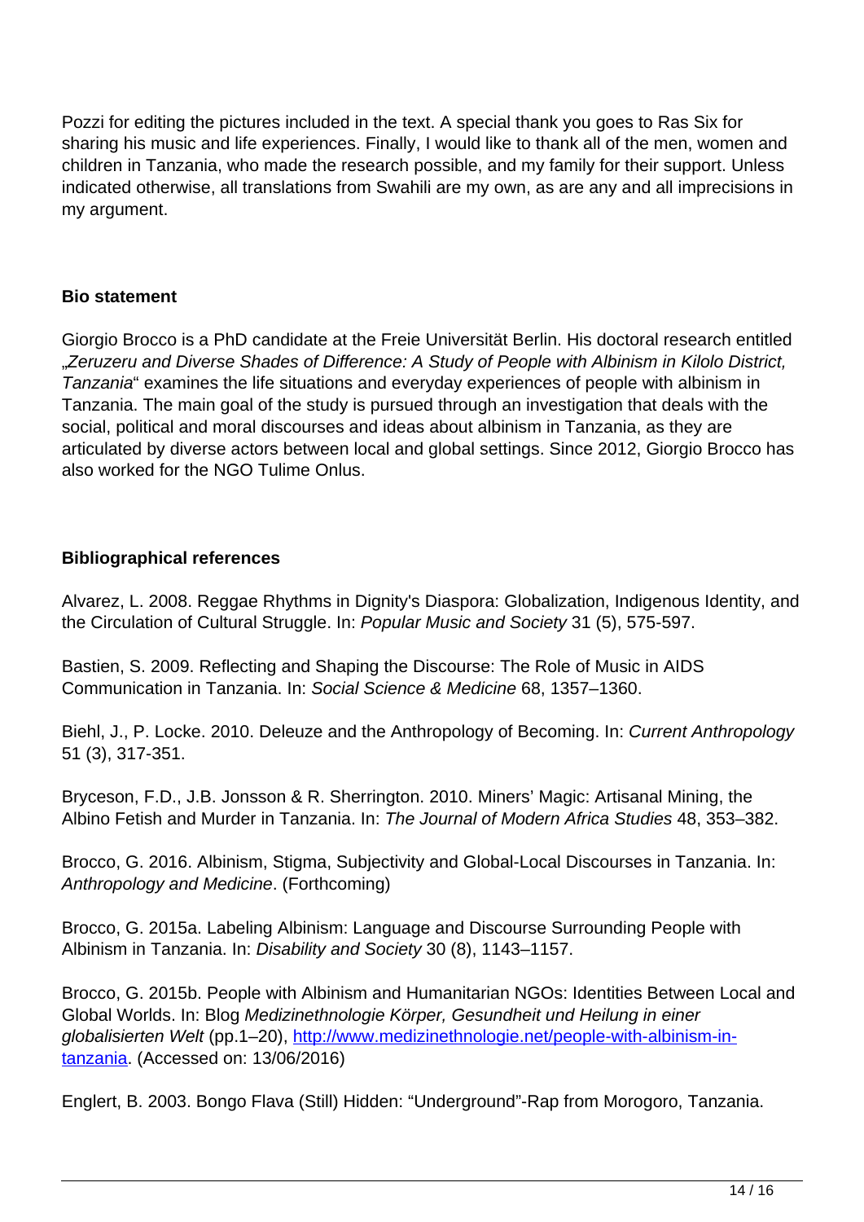Pozzi for editing the pictures included in the text. A special thank you goes to Ras Six for sharing his music and life experiences. Finally, I would like to thank all of the men, women and children in Tanzania, who made the research possible, and my family for their support. Unless indicated otherwise, all translations from Swahili are my own, as are any and all imprecisions in my argument.

**Bio statement**

Giorgio Brocco is a PhD candidate at the Freie Universität Berlin. His doctoral research entitled „*Zeruzeru and Diverse Shades of Difference: A Study of People with Albinism in Kilolo District, Tanzania*" examines the life situations and everyday experiences of people with albinism in Tanzania. The main goal of the study is pursued through an investigation that deals with the social, political and moral discourses and ideas about albinism in Tanzania, as they are articulated by diverse actors between local and global settings. Since 2012, Giorgio Brocco has also worked for the NGO Tulime Onlus.

**Bibliographical references**

Alvarez, L. 2008. Reggae Rhythms in Dignity's Diaspora: Globalization, Indigenous Identity, and the Circulation of Cultural Struggle. In: *Popular Music and Society* 31 (5), 575-597.

Bastien, S. 2009. Reflecting and Shaping the Discourse: The Role of Music in AIDS Communication in Tanzania. In: *Social Science & Medicine* 68, 1357–1360.

Biehl, J., P. Locke. 2010. Deleuze and the Anthropology of Becoming. In: *Current Anthropology* 51 (3), 317-351.

Bryceson, F.D., J.B. Jonsson & R. Sherrington. 2010. Miners' Magic: Artisanal Mining, the Albino Fetish and Murder in Tanzania. In: *The Journal of Modern Africa Studies* 48, 353–382.

Brocco, G. 2016. Albinism, Stigma, Subjectivity and Global-Local Discourses in Tanzania. In: *Anthropology and Medicine*. (Forthcoming)

Brocco, G. 2015a. Labeling Albinism: Language and Discourse Surrounding People with Albinism in Tanzania. In: *Disability and Society* 30 (8), 1143–1157.

Brocco, G. 2015b. People with Albinism and Humanitarian NGOs: Identities Between Local and Global Worlds. In: Blog *Medizinethnologie Körper, Gesundheit und Heilung in einer globalisierten Welt* (pp.1–20), http://www.medizinethnologie.net/people-with-albinism-in-tanzania. (Accessed on: 13/06/2016)

Englert, B. 2003. Bongo Flava (Still) Hidden: "Underground"-Rap from Morogoro, Tanzania.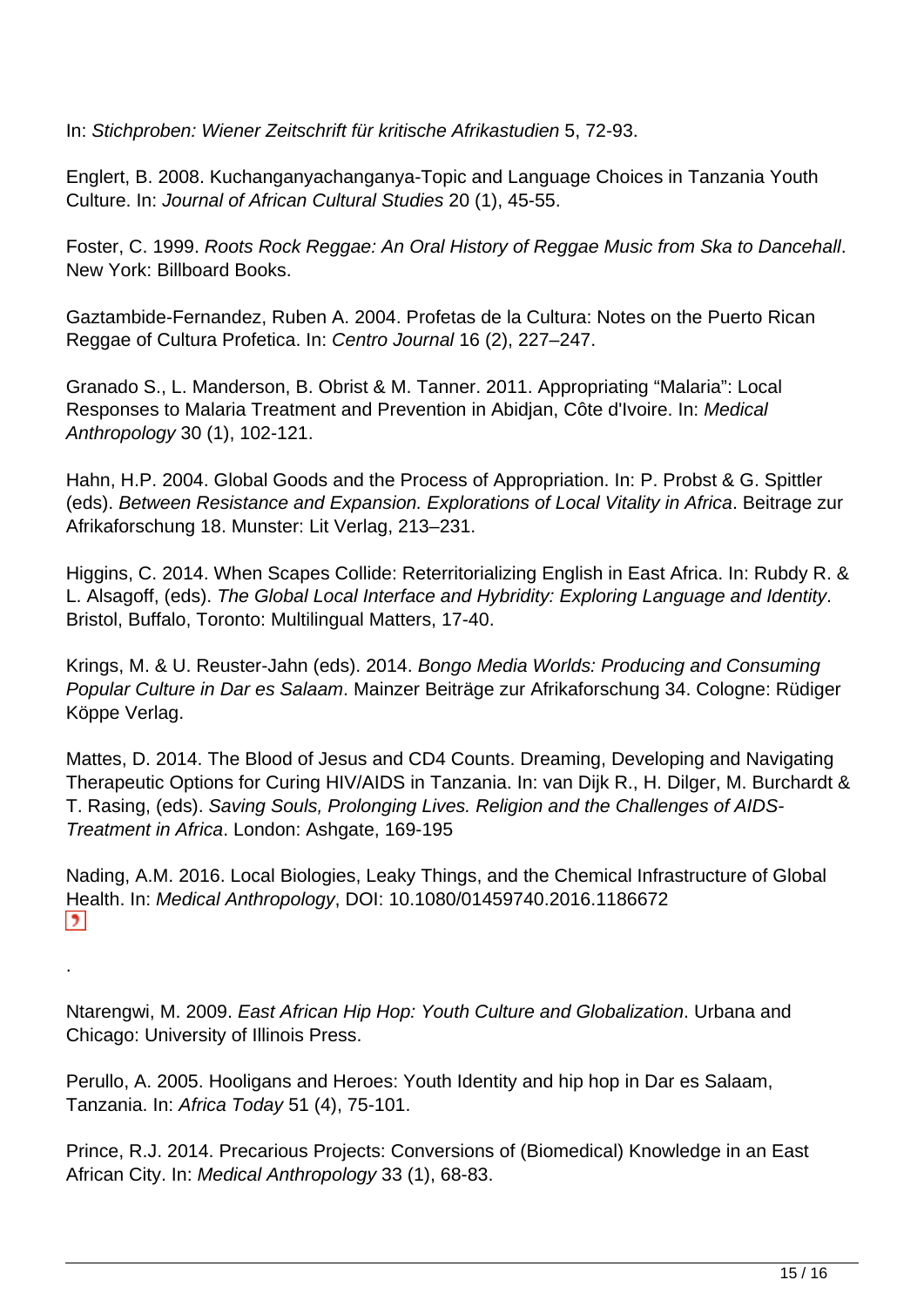In: *Stichproben: Wiener Zeitschrift für kritische Afrikastudien* 5, 72-93.

Englert, B. 2008. Kuchanganyachanganya-Topic and Language Choices in Tanzania Youth Culture. In: *Journal of African Cultural Studies* 20 (1), 45-55.

Foster, C. 1999. *Roots Rock Reggae: An Oral History of Reggae Music from Ska to Dancehall*. New York: Billboard Books.

Gaztambide-Fernandez, Ruben A. 2004. Profetas de la Cultura: Notes on the Puerto Rican Reggae of Cultura Profetica. In: *Centro Journal* 16 (2), 227–247.

Granado S., L. Manderson, B. Obrist & M. Tanner. 2011. Appropriating "Malaria": Local Responses to Malaria Treatment and Prevention in Abidjan, Côte d'Ivoire. In: *Medical Anthropology* 30 (1), 102-121.

Hahn, H.P. 2004. Global Goods and the Process of Appropriation. In: P. Probst & G. Spittler (eds). *Between Resistance and Expansion. Explorations of Local Vitality in Africa*. Beitrage zur Afrikaforschung 18. Munster: Lit Verlag, 213–231.

Higgins, C. 2014. When Scapes Collide: Reterritorializing English in East Africa. In: Rubdy R. & L. Alsagoff, (eds). *The Global Local Interface and Hybridity: Exploring Language and Identity*. Bristol, Buffalo, Toronto: Multilingual Matters, 17-40.

Krings, M. & U. Reuster-Jahn (eds). 2014. *Bongo Media Worlds: Producing and Consuming Popular Culture in Dar es Salaam*. Mainzer Beiträge zur Afrikaforschung 34. Cologne: Rüdiger Köppe Verlag.

Mattes, D. 2014. The Blood of Jesus and CD4 Counts. Dreaming, Developing and Navigating Therapeutic Options for Curing HIV/AIDS in Tanzania. In: van Dijk R., H. Dilger, M. Burchardt & T. Rasing, (eds). *Saving Souls, Prolonging Lives. Religion and the Challenges of AIDS-Treatment in Africa*. London: Ashgate, 169-195

Nading, A.M. 2016. Local Biologies, Leaky Things, and the Chemical Infrastructure of Global Health. In: *Medical Anthropology*, DOI: 10.1080/01459740.2016.1186672

.

Ntarengwi, M. 2009. *East African Hip Hop: Youth Culture and Globalization*. Urbana and Chicago: University of Illinois Press.

Perullo, A. 2005. Hooligans and Heroes: Youth Identity and hip hop in Dar es Salaam, Tanzania. In: *Africa Today* 51 (4), 75-101.

Prince, R.J. 2014. Precarious Projects: Conversions of (Biomedical) Knowledge in an East African City. In: *Medical Anthropology* 33 (1), 68-83.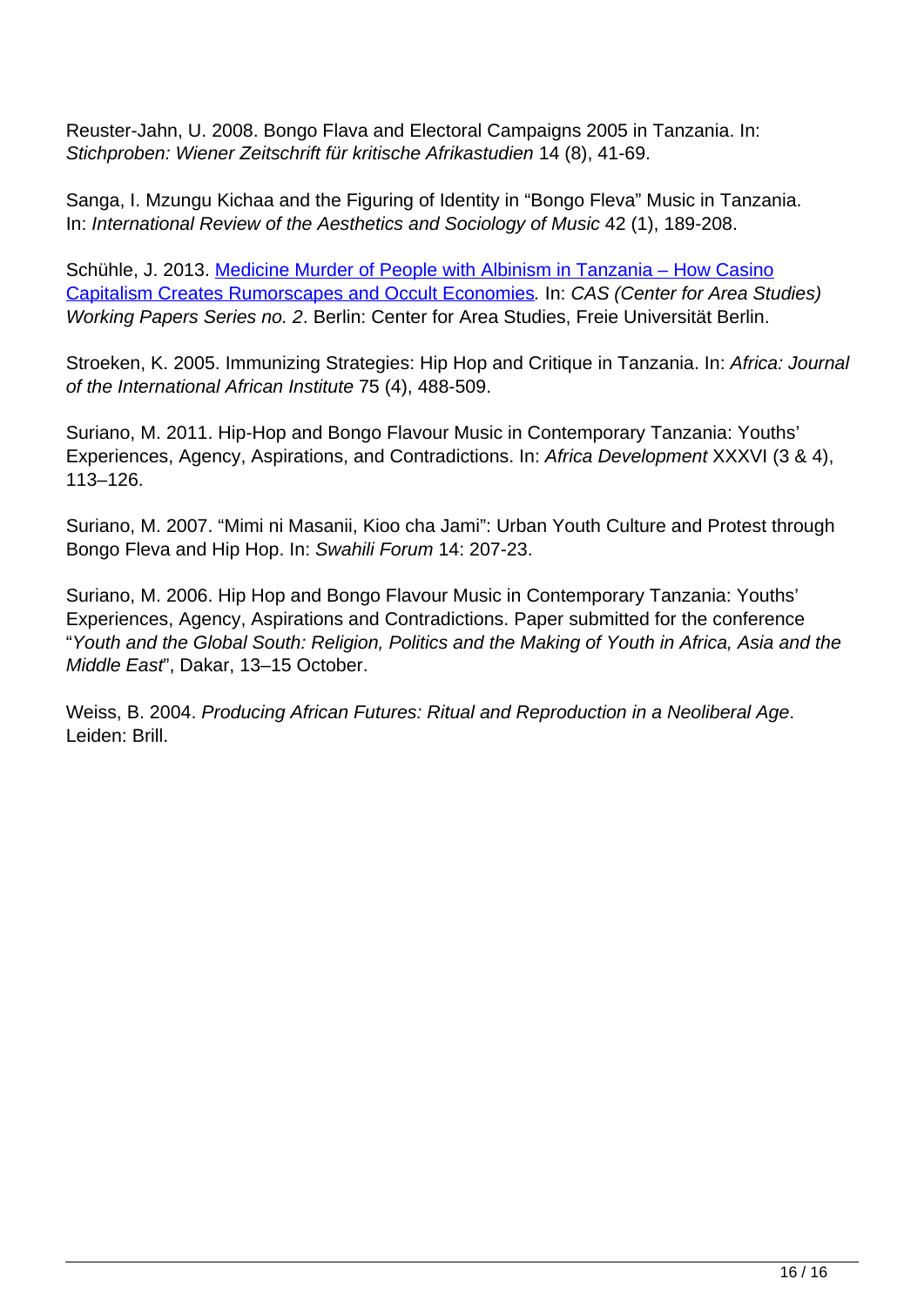Reuster-Jahn, U. 2008. Bongo Flava and Electoral Campaigns 2005 in Tanzania. In: *Stichproben: Wiener Zeitschrift für kritische Afrikastudien* 14 (8), 41-69.

Sanga, I. Mzungu Kichaa and the Figuring of Identity in "Bongo Fleva" Music in Tanzania. In: *International Review of the Aesthetics and Sociology of Music* 42 (1), 189-208.

Schühle, J. 2013. Medicine Murder of People with Albinism in Tanzania – How Casino Capitalism Creates Rumorscapes and Occult Economies*.* In: *CAS (Center for Area Studies) Working Papers Series no. 2*. Berlin: Center for Area Studies, Freie Universität Berlin.

Stroeken, K. 2005. Immunizing Strategies: Hip Hop and Critique in Tanzania. In: *Africa: Journal of the International African Institute* 75 (4), 488-509.

Suriano, M. 2011. Hip-Hop and Bongo Flavour Music in Contemporary Tanzania: Youths' Experiences, Agency, Aspirations, and Contradictions. In: *Africa Development* XXXVI (3 & 4), 113–126.

Suriano, M. 2007. "Mimi ni Masanii, Kioo cha Jami": Urban Youth Culture and Protest through Bongo Fleva and Hip Hop. In: *Swahili Forum* 14: 207-23.

Suriano, M. 2006. Hip Hop and Bongo Flavour Music in Contemporary Tanzania: Youths' Experiences, Agency, Aspirations and Contradictions. Paper submitted for the conference "*Youth and the Global South: Religion, Politics and the Making of Youth in Africa, Asia and the Middle East*", Dakar, 13–15 October.

Weiss, B. 2004. *Producing African Futures: Ritual and Reproduction in a Neoliberal Age*. Leiden: Brill.